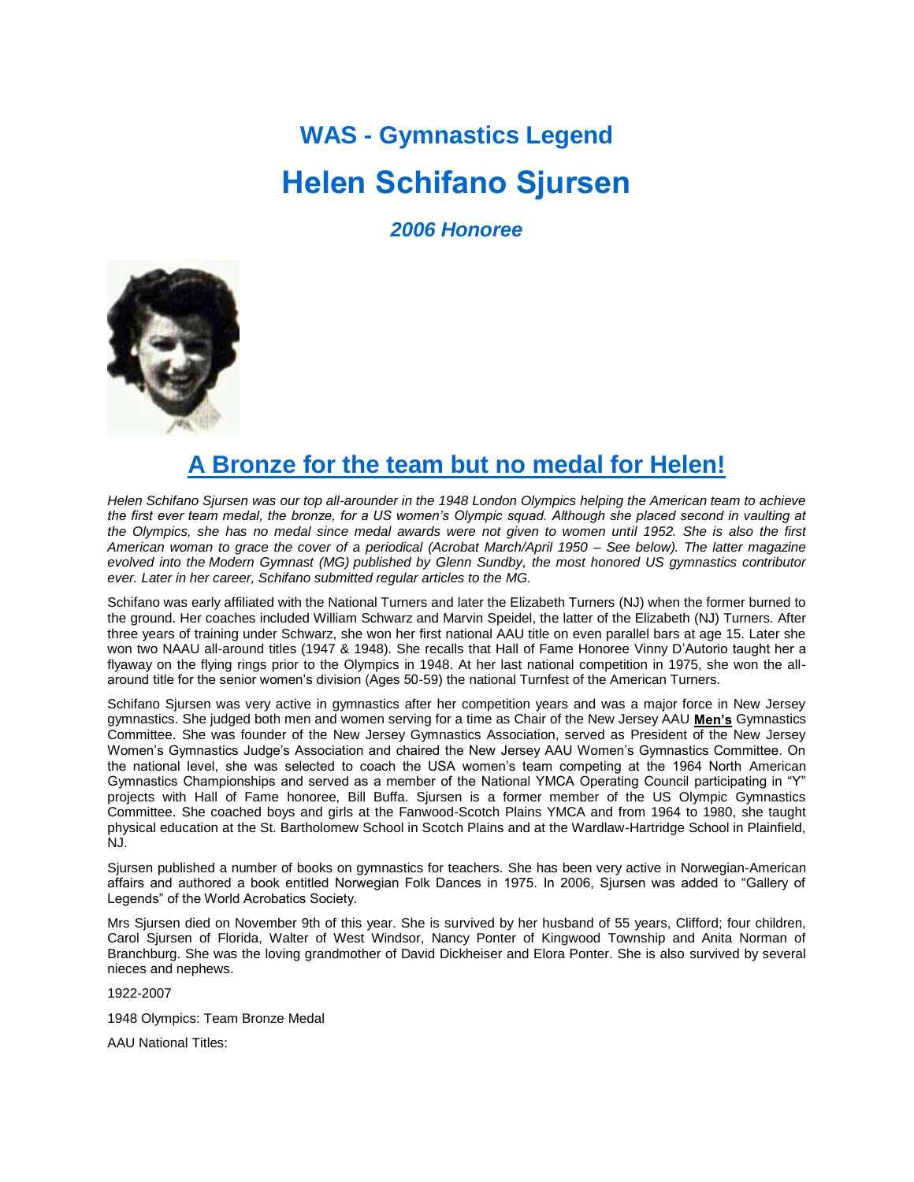# WAS - Gymnastics Legend

# Helen Schifano Sjursen

### *2006 Honoree*

## A Bronze for the team but no medal for Helen!

*Helen Schifano Sjursen was our top all-arounder in the 1948 London Olympics helping the American team to achieve the first ever team medal, the bronze, for a US women's Olympic squad. Although she placed second in vaulting at the Olympics, she has no medal since medal awards were not given to women until 1952. She is also the first American woman to grace the cover of a periodical (Acrobat March/April 1950 – See below). The latter magazine evolved into the Modern Gymnast (MG) published by Glenn Sundby, the most honored US gymnastics contributor ever. Later in her career, Schifano submitted regular articles to the MG.*

Schifano was early affiliated with the National Turners and later the Elizabeth Turners (NJ) when the former burned to the ground. Her coaches included William Schwarz and Marvin Speidel, the latter of the Elizabeth (NJ) Turners. After three years of training under Schwarz, she won her first national AAU title on even parallel bars at age 15. Later she won two NAAU all-around titles (1947 & 1948). She recalls that Hall of Fame Honoree Vinny D'Autorio taught her a flyaway on the flying rings prior to the Olympics in 1948. At her last national competition in 1975, she won the all-around title for the senior women's division (Ages 50-59) the national Turnfest of the American Turners.

Schifano Sjursen was very active in gymnastics after her competition years and was a major force in New Jersey gymnastics. She judged both men and women serving for a time as Chair of the New Jersey AAU **Men's** Gymnastics Committee. She was founder of the New Jersey Gymnastics Association, served as President of the New Jersey Women's Gymnastics Judge's Association and chaired the New Jersey AAU Women's Gymnastics Committee. On the national level, she was selected to coach the USA women's team competing at the 1964 North American Gymnastics Championships and served as a member of the National YMCA Operating Council participating in "Y" projects with Hall of Fame honoree, Bill Buffa. Sjursen is a former member of the US Olympic Gymnastics Committee. She coached boys and girls at the Fanwood-Scotch Plains YMCA and from 1964 to 1980, she taught physical education at the St. Bartholomew School in Scotch Plains and at the Wardlaw-Hartridge School in Plainfield, NJ.

Sjursen published a number of books on gymnastics for teachers. She has been very active in Norwegian-American affairs and authored a book entitled Norwegian Folk Dances in 1975. In 2006, Sjursen was added to "Gallery of Legends" of the World Acrobatics Society.

Mrs Sjursen died on November 9th of this year. She is survived by her husband of 55 years, Clifford; four children, Carol Sjursen of Florida, Walter of West Windsor, Nancy Ponter of Kingwood Township and Anita Norman of Branchburg. She was the loving grandmother of David Dickheiser and Elora Ponter. She is also survived by several nieces and nephews.

1922-2007

1948 Olympics: Team Bronze Medal

AAU National Titles: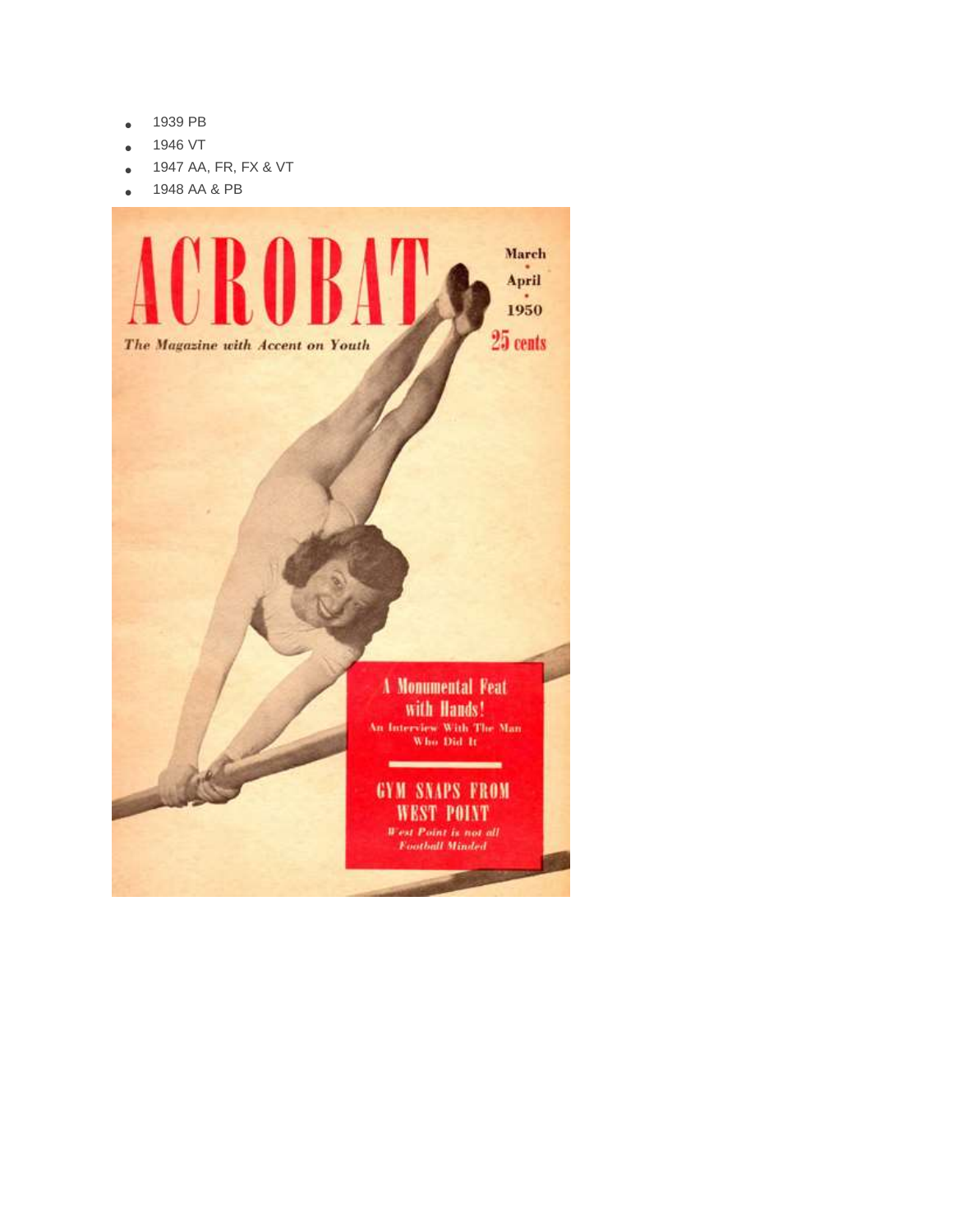- 1939 PB
- 1946 VT
- 1947 AA, FR, FX & VT
- 1948 AA & PB